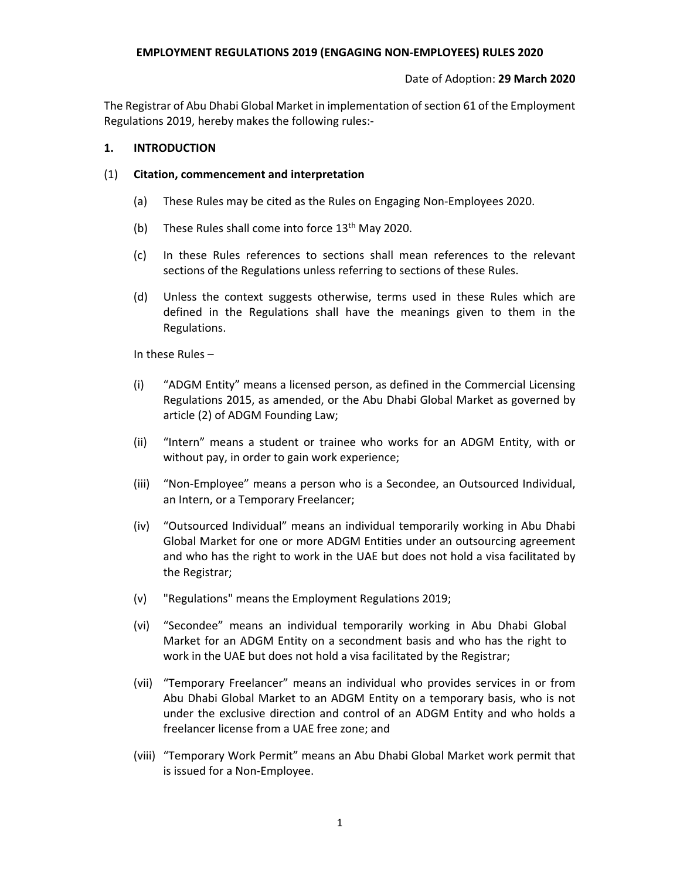**EMPLOYMENT REGULATIONS 2019 (ENGAGING NON-EMPLOYEES) RULES 2020**

Date of Adoption: **29 March 2020**

The Registrar of Abu Dhabi Global Market in implementation of section 61 of the Employment Regulations 2019, hereby makes the following rules:-

## 1. INTRODUCTION

(1) **Citation, commencement and interpretation**

(a) These Rules may be cited as the Rules on Engaging Non-Employees 2020.

(b) These Rules shall come into force 13th May 2020.

(c) In these Rules references to sections shall mean references to the relevant sections of the Regulations unless referring to sections of these Rules.

(d) Unless the context suggests otherwise, terms used in these Rules which are defined in the Regulations shall have the meanings given to them in the Regulations.

In these Rules –

(i) "ADGM Entity" means a licensed person, as defined in the Commercial Licensing Regulations 2015, as amended, or the Abu Dhabi Global Market as governed by article (2) of ADGM Founding Law;

(ii) "Intern" means a student or trainee who works for an ADGM Entity, with or without pay, in order to gain work experience;

(iii) "Non-Employee" means a person who is a Secondee, an Outsourced Individual, an Intern, or a Temporary Freelancer;

(iv) "Outsourced Individual" means an individual temporarily working in Abu Dhabi Global Market for one or more ADGM Entities under an outsourcing agreement and who has the right to work in the UAE but does not hold a visa facilitated by the Registrar;

(v) "Regulations" means the Employment Regulations 2019;

(vi) "Secondee" means an individual temporarily working in Abu Dhabi Global Market for an ADGM Entity on a secondment basis and who has the right to work in the UAE but does not hold a visa facilitated by the Registrar;

(vii) "Temporary Freelancer" means an individual who provides services in or from Abu Dhabi Global Market to an ADGM Entity on a temporary basis, who is not under the exclusive direction and control of an ADGM Entity and who holds a freelancer license from a UAE free zone; and

(viii) "Temporary Work Permit" means an Abu Dhabi Global Market work permit that is issued for a Non-Employee.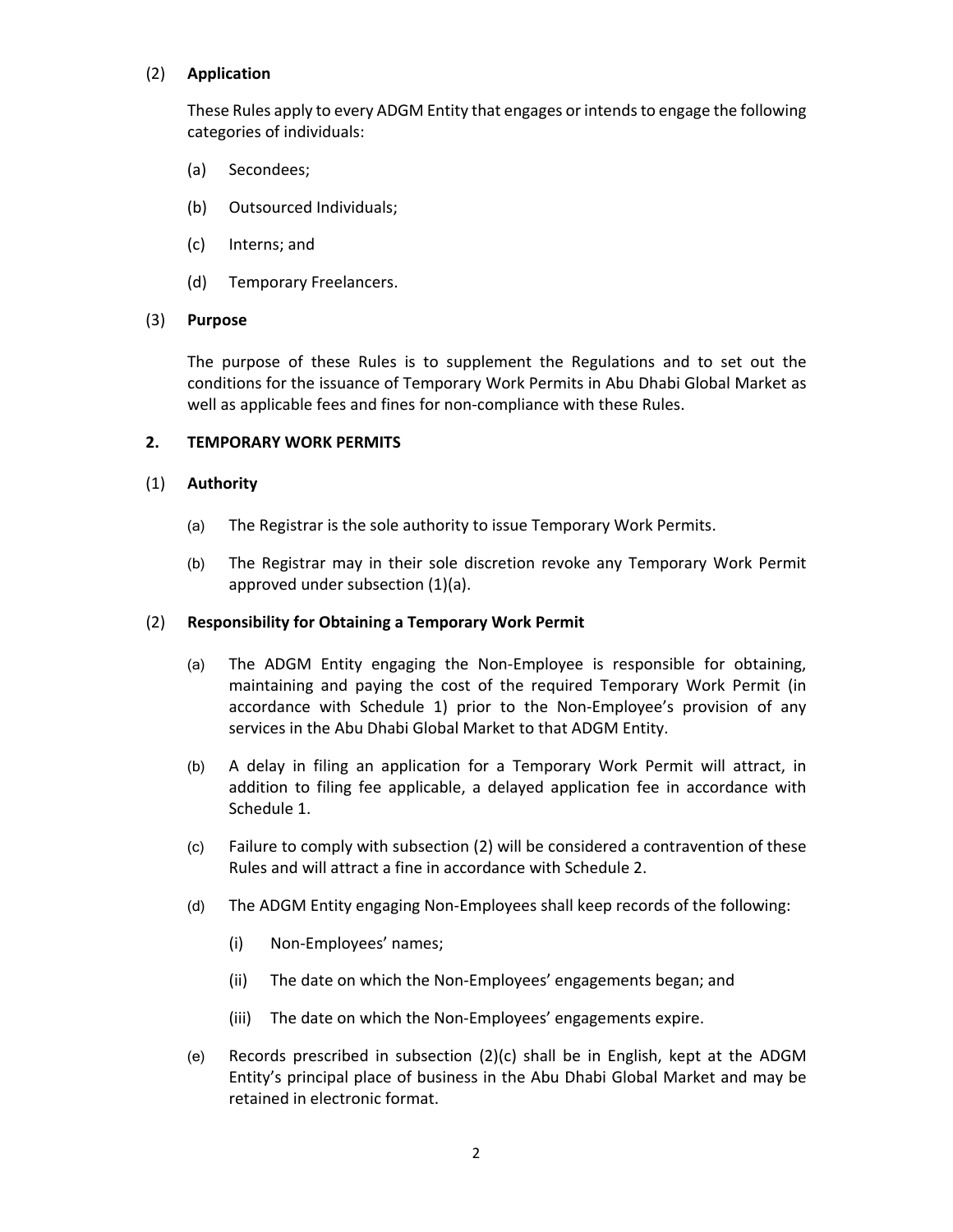(2) **Application**

These Rules apply to every ADGM Entity that engages or intends to engage the following categories of individuals:

(a) Secondees;

(b) Outsourced Individuals;

(c) Interns; and

(d) Temporary Freelancers.

(3) **Purpose**

The purpose of these Rules is to supplement the Regulations and to set out the conditions for the issuance of Temporary Work Permits in Abu Dhabi Global Market as well as applicable fees and fines for non-compliance with these Rules.

**2. TEMPORARY WORK PERMITS**

(1) **Authority**

(a) The Registrar is the sole authority to issue Temporary Work Permits.

(b) The Registrar may in their sole discretion revoke any Temporary Work Permit approved under subsection (1)(a).

(2) **Responsibility for Obtaining a Temporary Work Permit**

(a) The ADGM Entity engaging the Non-Employee is responsible for obtaining, maintaining and paying the cost of the required Temporary Work Permit (in accordance with Schedule 1) prior to the Non-Employee's provision of any services in the Abu Dhabi Global Market to that ADGM Entity.

(b) A delay in filing an application for a Temporary Work Permit will attract, in addition to filing fee applicable, a delayed application fee in accordance with Schedule 1.

(c) Failure to comply with subsection (2) will be considered a contravention of these Rules and will attract a fine in accordance with Schedule 2.

(d) The ADGM Entity engaging Non-Employees shall keep records of the following:

   (i) Non-Employees' names;

   (ii) The date on which the Non-Employees' engagements began; and

   (iii) The date on which the Non-Employees' engagements expire.

(e) Records prescribed in subsection (2)(c) shall be in English, kept at the ADGM Entity's principal place of business in the Abu Dhabi Global Market and may be retained in electronic format.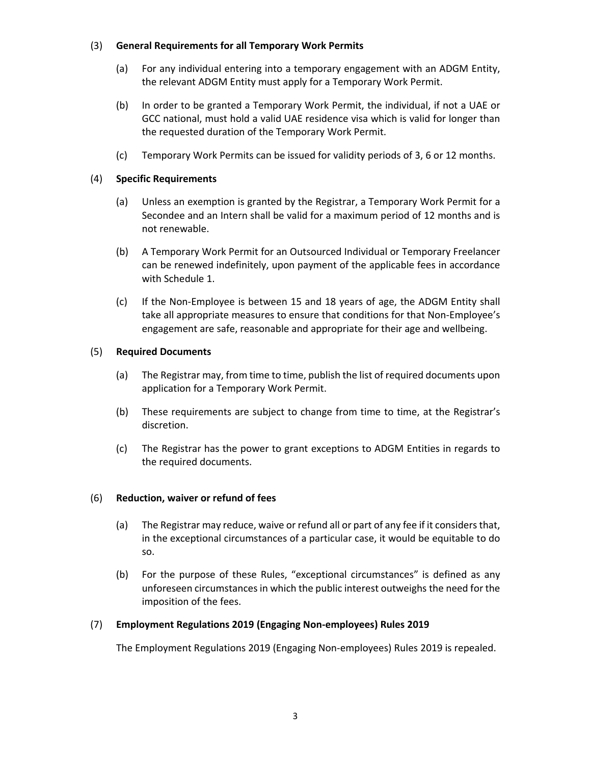(3) **General Requirements for all Temporary Work Permits**

(a) For any individual entering into a temporary engagement with an ADGM Entity, the relevant ADGM Entity must apply for a Temporary Work Permit.

(b) In order to be granted a Temporary Work Permit, the individual, if not a UAE or GCC national, must hold a valid UAE residence visa which is valid for longer than the requested duration of the Temporary Work Permit.

(c) Temporary Work Permits can be issued for validity periods of 3, 6 or 12 months.

(4) **Specific Requirements**

(a) Unless an exemption is granted by the Registrar, a Temporary Work Permit for a Secondee and an Intern shall be valid for a maximum period of 12 months and is not renewable.

(b) A Temporary Work Permit for an Outsourced Individual or Temporary Freelancer can be renewed indefinitely, upon payment of the applicable fees in accordance with Schedule 1.

(c) If the Non-Employee is between 15 and 18 years of age, the ADGM Entity shall take all appropriate measures to ensure that conditions for that Non-Employee's engagement are safe, reasonable and appropriate for their age and wellbeing.

(5) **Required Documents**

(a) The Registrar may, from time to time, publish the list of required documents upon application for a Temporary Work Permit.

(b) These requirements are subject to change from time to time, at the Registrar's discretion.

(c) The Registrar has the power to grant exceptions to ADGM Entities in regards to the required documents.

(6) **Reduction, waiver or refund of fees**

(a) The Registrar may reduce, waive or refund all or part of any fee if it considers that, in the exceptional circumstances of a particular case, it would be equitable to do so.

(b) For the purpose of these Rules, "exceptional circumstances" is defined as any unforeseen circumstances in which the public interest outweighs the need for the imposition of the fees.

(7) **Employment Regulations 2019 (Engaging Non-employees) Rules 2019**

The Employment Regulations 2019 (Engaging Non-employees) Rules 2019 is repealed.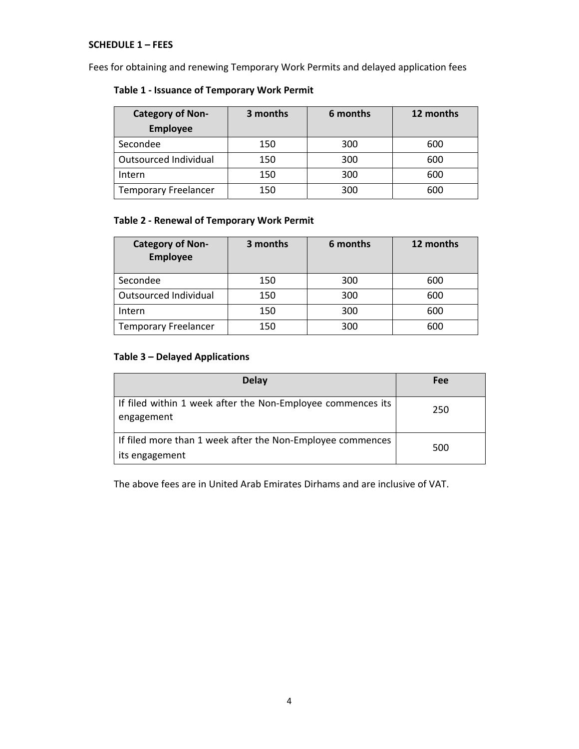**SCHEDULE 1 – FEES**

Fees for obtaining and renewing Temporary Work Permits and delayed application fees

**Table 1 - Issuance of Temporary Work Permit**

| Category of Non-Employee | 3 months | 6 months | 12 months |
|---|---|---|---|
| Secondee | 150 | 300 | 600 |
| Outsourced Individual | 150 | 300 | 600 |
| Intern | 150 | 300 | 600 |
| Temporary Freelancer | 150 | 300 | 600 |

**Table 2 - Renewal of Temporary Work Permit**

| Category of Non-Employee | 3 months | 6 months | 12 months |
|---|---|---|---|
| Secondee | 150 | 300 | 600 |
| Outsourced Individual | 150 | 300 | 600 |
| Intern | 150 | 300 | 600 |
| Temporary Freelancer | 150 | 300 | 600 |

**Table 3 – Delayed Applications**

| Delay | Fee |
|---|---|
| If filed within 1 week after the Non-Employee commences its engagement | 250 |
| If filed more than 1 week after the Non-Employee commences its engagement | 500 |

The above fees are in United Arab Emirates Dirhams and are inclusive of VAT.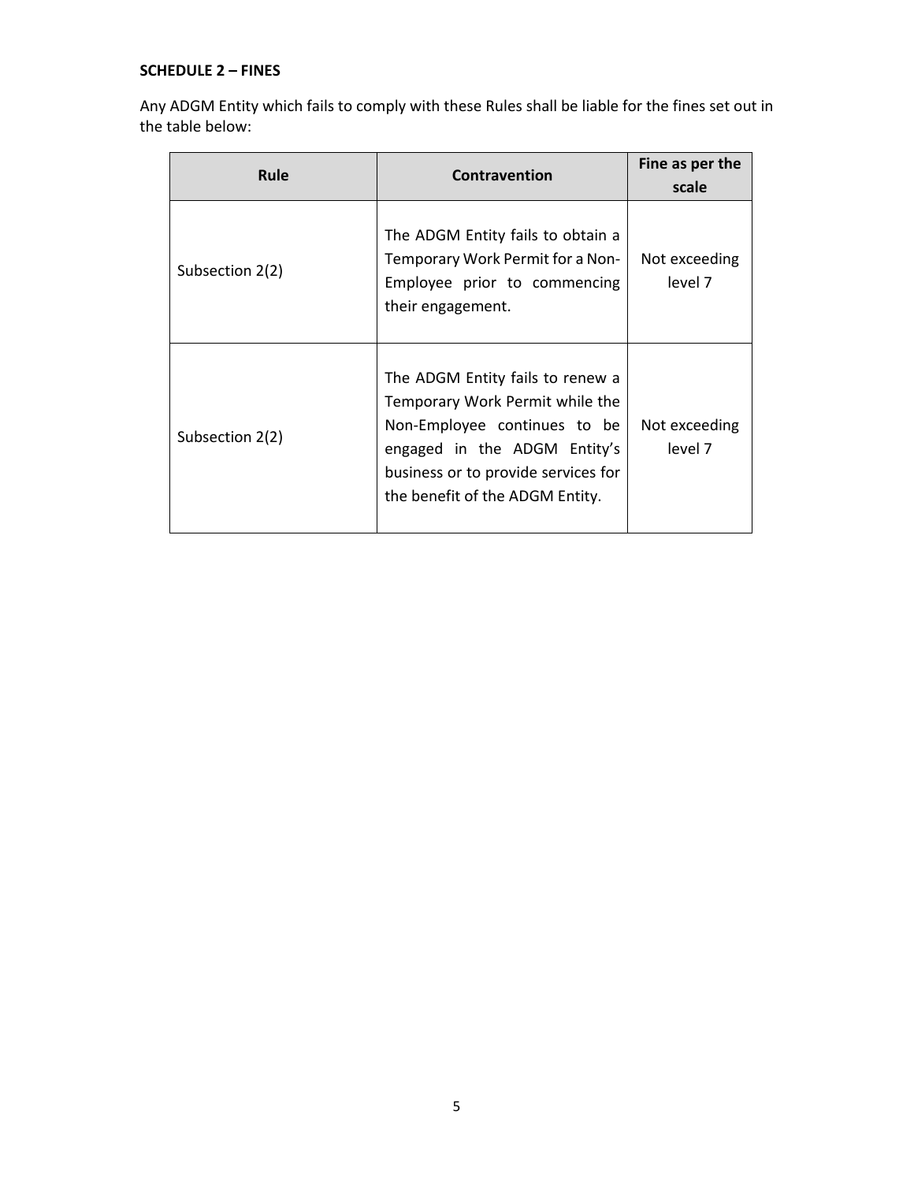**SCHEDULE 2 – FINES**

Any ADGM Entity which fails to comply with these Rules shall be liable for the fines set out in the table below:

| Rule | Contravention | Fine as per the scale |
|---|---|---|
| Subsection 2(2) | The ADGM Entity fails to obtain a Temporary Work Permit for a Non-Employee prior to commencing their engagement. | Not exceeding level 7 |
| Subsection 2(2) | The ADGM Entity fails to renew a Temporary Work Permit while the Non-Employee continues to be engaged in the ADGM Entity's business or to provide services for the benefit of the ADGM Entity. | Not exceeding level 7 |